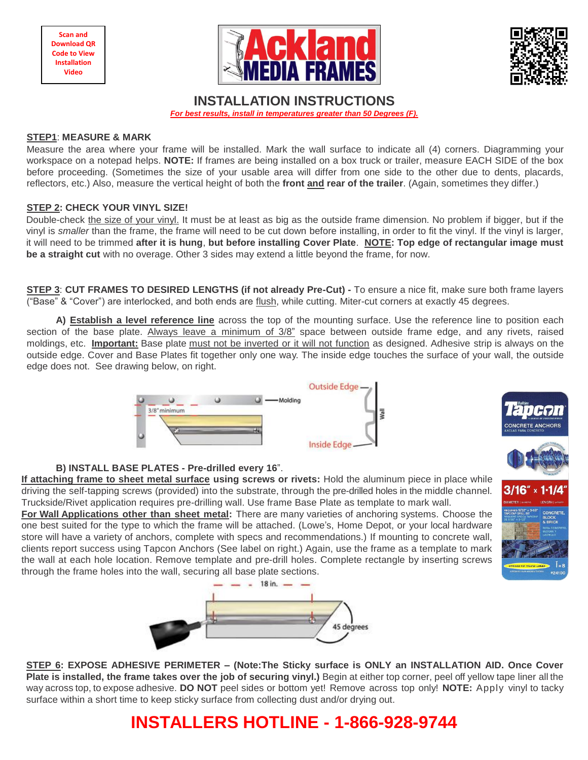Scan and Download QR Code to View Installation Video

# INSTALLATION INSTRUCTIONS

***For best results, install in temperatures greater than 50 Degrees (F).***

**STEP1**: **MEASURE & MARK**

Measure the area where your frame will be installed. Mark the wall surface to indicate all (4) corners. Diagramming your workspace on a notepad helps. **NOTE:** If frames are being installed on a box truck or trailer, measure EACH SIDE of the box before proceeding. (Sometimes the size of your usable area will differ from one side to the other due to dents, placards, reflectors, etc.) Also, measure the vertical height of both the **front and rear of the trailer**. (Again, sometimes they differ.)

**STEP 2: CHECK YOUR VINYL SIZE!**

Double-check the size of your vinyl. It must be at least as big as the outside frame dimension. No problem if bigger, but if the vinyl is *smaller* than the frame, the frame will need to be cut down before installing, in order to fit the vinyl. If the vinyl is larger, it will need to be trimmed **after it is hung**, **but before installing Cover Plate**. **NOTE: Top edge of rectangular image must be a straight cut** with no overage. Other 3 sides may extend a little beyond the frame, for now.

**STEP 3**: **CUT FRAMES TO DESIRED LENGTHS (if not already Pre-Cut) -** To ensure a nice fit, make sure both frame layers ("Base" & "Cover") are interlocked, and both ends are flush, while cutting. Miter-cut corners at exactly 45 degrees.

**A) Establish a level reference line** across the top of the mounting surface. Use the reference line to position each section of the base plate. Always leave a minimum of 3/8" space between outside frame edge, and any rivets, raised moldings, etc. **Important:** Base plate must not be inverted or it will not function as designed. Adhesive strip is always on the outside edge. Cover and Base Plates fit together only one way. The inside edge touches the surface of your wall, the outside edge does not. See drawing below, on right.

3/8" minimum — Molding — Outside Edge — Wall — Inside Edge

**B) INSTALL BASE PLATES - Pre-drilled every 16**".

**If attaching frame to sheet metal surface using screws or rivets:** Hold the aluminum piece in place while driving the self-tapping screws (provided) into the substrate, through the pre-drilled holes in the middle channel. Truckside/Rivet application requires pre-drilling wall. Use frame Base Plate as template to mark wall.

**For Wall Applications other than sheet metal:** There are many varieties of anchoring systems. Choose the one best suited for the type to which the frame will be attached. (Lowe's, Home Depot, or your local hardware store will have a variety of anchors, complete with specs and recommendations.) If mounting to concrete wall, clients report success using Tapcon Anchors (See label on right.) Again, use the frame as a template to mark the wall at each hole location. Remove template and pre-drill holes. Complete rectangle by inserting screws through the frame holes into the wall, securing all base plate sections.

18 in. — 45 degrees

**STEP 6: EXPOSE ADHESIVE PERIMETER – (Note:The Sticky surface is ONLY an INSTALLATION AID. Once Cover Plate is installed, the frame takes over the job of securing vinyl.)** Begin at either top corner, peel off yellow tape liner all the way across top, to expose adhesive. **DO NOT** peel sides or bottom yet! Remove across top only! **NOTE:** Apply vinyl to tacky surface within a short time to keep sticky surface from collecting dust and/or drying out.

## INSTALLERS HOTLINE - 1-866-928-9744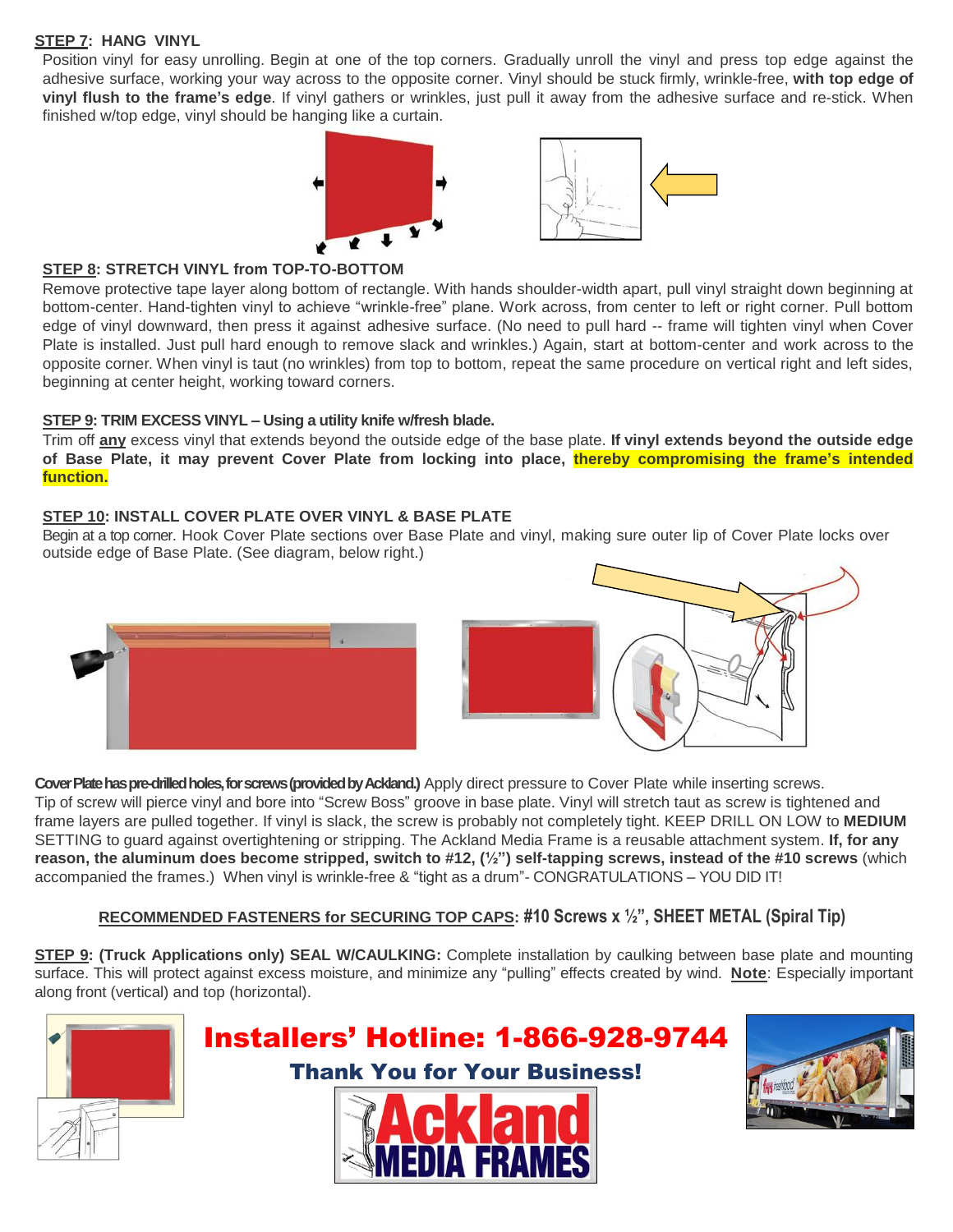**STEP 7: HANG VINYL**

Position vinyl for easy unrolling. Begin at one of the top corners. Gradually unroll the vinyl and press top edge against the adhesive surface, working your way across to the opposite corner. Vinyl should be stuck firmly, wrinkle-free, **with top edge of vinyl flush to the frame's edge**. If vinyl gathers or wrinkles, just pull it away from the adhesive surface and re-stick. When finished w/top edge, vinyl should be hanging like a curtain.

**STEP 8: STRETCH VINYL from TOP-TO-BOTTOM**

Remove protective tape layer along bottom of rectangle. With hands shoulder-width apart, pull vinyl straight down beginning at bottom-center. Hand-tighten vinyl to achieve "wrinkle-free" plane. Work across, from center to left or right corner. Pull bottom edge of vinyl downward, then press it against adhesive surface. (No need to pull hard -- frame will tighten vinyl when Cover Plate is installed. Just pull hard enough to remove slack and wrinkles.) Again, start at bottom-center and work across to the opposite corner. When vinyl is taut (no wrinkles) from top to bottom, repeat the same procedure on vertical right and left sides, beginning at center height, working toward corners.

**STEP 9: TRIM EXCESS VINYL – Using a utility knife w/fresh blade.**

Trim off **any** excess vinyl that extends beyond the outside edge of the base plate. **If vinyl extends beyond the outside edge of Base Plate, it may prevent Cover Plate from locking into place, thereby compromising the frame's intended function.**

**STEP 10: INSTALL COVER PLATE OVER VINYL & BASE PLATE**

Begin at a top corner. Hook Cover Plate sections over Base Plate and vinyl, making sure outer lip of Cover Plate locks over outside edge of Base Plate. (See diagram, below right.)

**Cover Plate has pre-drilled holes, for screws (provided by Ackland.)** Apply direct pressure to Cover Plate while inserting screws. Tip of screw will pierce vinyl and bore into "Screw Boss" groove in base plate. Vinyl will stretch taut as screw is tightened and frame layers are pulled together. If vinyl is slack, the screw is probably not completely tight. KEEP DRILL ON LOW to **MEDIUM** SETTING to guard against overtightening or stripping. The Ackland Media Frame is a reusable attachment system. **If, for any reason, the aluminum does become stripped, switch to #12, (½") self-tapping screws, instead of the #10 screws** (which accompanied the frames.) When vinyl is wrinkle-free & "tight as a drum"- CONGRATULATIONS – YOU DID IT!

**RECOMMENDED FASTENERS for SECURING TOP CAPS: #10 Screws x ½", SHEET METAL (Spiral Tip)**

**STEP 9: (Truck Applications only) SEAL W/CAULKING:** Complete installation by caulking between base plate and mounting surface. This will protect against excess moisture, and minimize any "pulling" effects created by wind. **Note**: Especially important along front (vertical) and top (horizontal).

**Installers' Hotline: 1-866-928-9744**

**Thank You for Your Business!**

Ackland MEDIA FRAMES